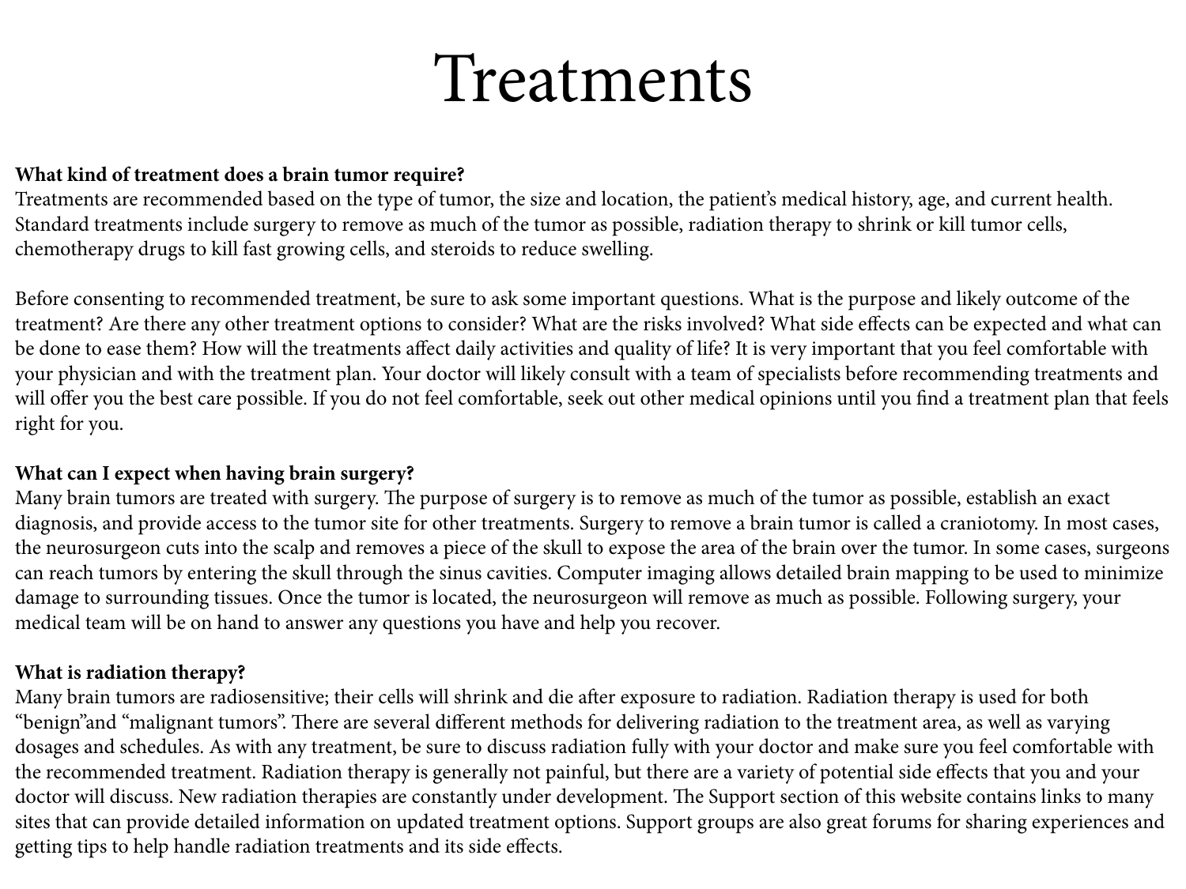# Treatments

**What kind of treatment does a brain tumor require?**
Treatments are recommended based on the type of tumor, the size and location, the patient's medical history, age, and current health. Standard treatments include surgery to remove as much of the tumor as possible, radiation therapy to shrink or kill tumor cells, chemotherapy drugs to kill fast growing cells, and steroids to reduce swelling.

Before consenting to recommended treatment, be sure to ask some important questions. What is the purpose and likely outcome of the treatment? Are there any other treatment options to consider? What are the risks involved? What side effects can be expected and what can be done to ease them? How will the treatments affect daily activities and quality of life? It is very important that you feel comfortable with your physician and with the treatment plan. Your doctor will likely consult with a team of specialists before recommending treatments and will offer you the best care possible. If you do not feel comfortable, seek out other medical opinions until you find a treatment plan that feels right for you.

**What can I expect when having brain surgery?**
Many brain tumors are treated with surgery. The purpose of surgery is to remove as much of the tumor as possible, establish an exact diagnosis, and provide access to the tumor site for other treatments. Surgery to remove a brain tumor is called a craniotomy. In most cases, the neurosurgeon cuts into the scalp and removes a piece of the skull to expose the area of the brain over the tumor. In some cases, surgeons can reach tumors by entering the skull through the sinus cavities. Computer imaging allows detailed brain mapping to be used to minimize damage to surrounding tissues. Once the tumor is located, the neurosurgeon will remove as much as possible. Following surgery, your medical team will be on hand to answer any questions you have and help you recover.

**What is radiation therapy?**
Many brain tumors are radiosensitive; their cells will shrink and die after exposure to radiation. Radiation therapy is used for both "benign"and "malignant tumors". There are several different methods for delivering radiation to the treatment area, as well as varying dosages and schedules. As with any treatment, be sure to discuss radiation fully with your doctor and make sure you feel comfortable with the recommended treatment. Radiation therapy is generally not painful, but there are a variety of potential side effects that you and your doctor will discuss. New radiation therapies are constantly under development. The Support section of this website contains links to many sites that can provide detailed information on updated treatment options. Support groups are also great forums for sharing experiences and getting tips to help handle radiation treatments and its side effects.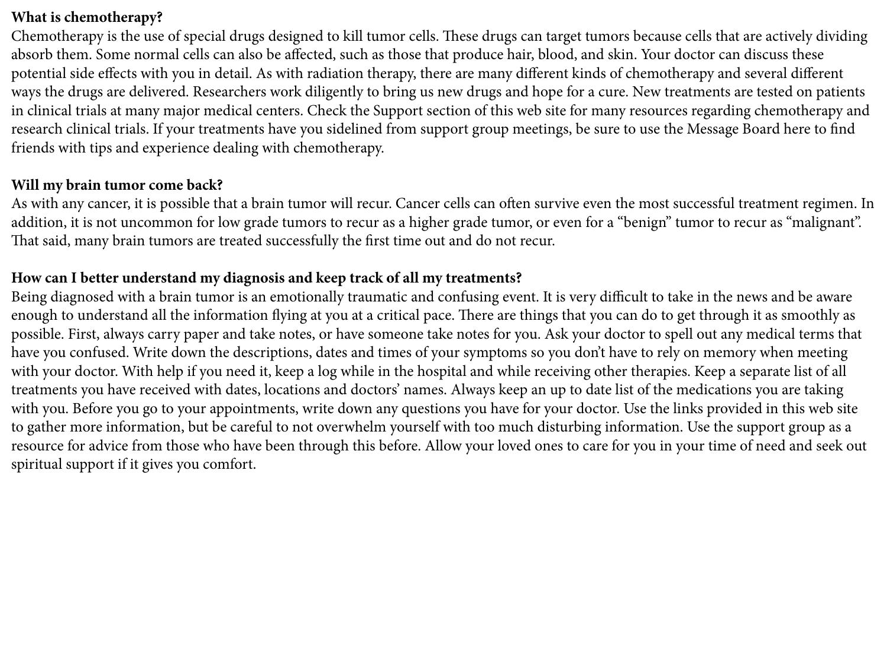**What is chemotherapy?**

Chemotherapy is the use of special drugs designed to kill tumor cells. These drugs can target tumors because cells that are actively dividing absorb them. Some normal cells can also be affected, such as those that produce hair, blood, and skin. Your doctor can discuss these potential side effects with you in detail. As with radiation therapy, there are many different kinds of chemotherapy and several different ways the drugs are delivered. Researchers work diligently to bring us new drugs and hope for a cure. New treatments are tested on patients in clinical trials at many major medical centers. Check the Support section of this web site for many resources regarding chemotherapy and research clinical trials. If your treatments have you sidelined from support group meetings, be sure to use the Message Board here to find friends with tips and experience dealing with chemotherapy.

**Will my brain tumor come back?**

As with any cancer, it is possible that a brain tumor will recur. Cancer cells can often survive even the most successful treatment regimen. In addition, it is not uncommon for low grade tumors to recur as a higher grade tumor, or even for a "benign" tumor to recur as "malignant". That said, many brain tumors are treated successfully the first time out and do not recur.

**How can I better understand my diagnosis and keep track of all my treatments?**

Being diagnosed with a brain tumor is an emotionally traumatic and confusing event. It is very difficult to take in the news and be aware enough to understand all the information flying at you at a critical pace. There are things that you can do to get through it as smoothly as possible. First, always carry paper and take notes, or have someone take notes for you. Ask your doctor to spell out any medical terms that have you confused. Write down the descriptions, dates and times of your symptoms so you don't have to rely on memory when meeting with your doctor. With help if you need it, keep a log while in the hospital and while receiving other therapies. Keep a separate list of all treatments you have received with dates, locations and doctors' names. Always keep an up to date list of the medications you are taking with you. Before you go to your appointments, write down any questions you have for your doctor. Use the links provided in this web site to gather more information, but be careful to not overwhelm yourself with too much disturbing information. Use the support group as a resource for advice from those who have been through this before. Allow your loved ones to care for you in your time of need and seek out spiritual support if it gives you comfort.